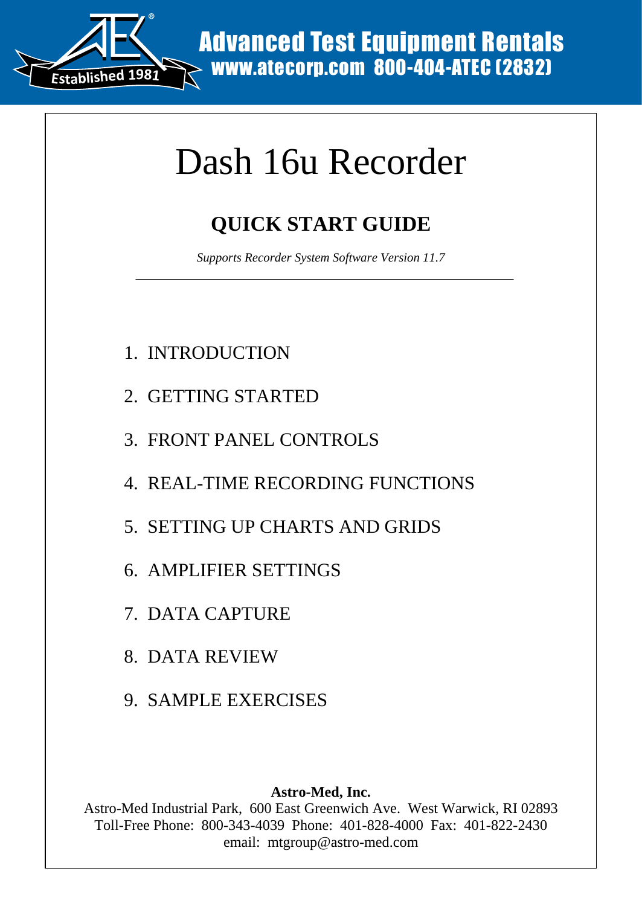Advanced Test Equipment Rentals
www.atecorp.com 800-404-ATEC (2832)

Established 1981

# Dash 16u Recorder

## QUICK START GUIDE

*Supports Recorder System Software Version 11.7*

---

1. INTRODUCTION
2. GETTING STARTED
3. FRONT PANEL CONTROLS
4. REAL-TIME RECORDING FUNCTIONS
5. SETTING UP CHARTS AND GRIDS
6. AMPLIFIER SETTINGS
7. DATA CAPTURE
8. DATA REVIEW
9. SAMPLE EXERCISES

**Astro-Med, Inc.**
Astro-Med Industrial Park, 600 East Greenwich Ave. West Warwick, RI 02893
Toll-Free Phone: 800-343-4039 Phone: 401-828-4000 Fax: 401-822-2430
email: mtgroup@astro-med.com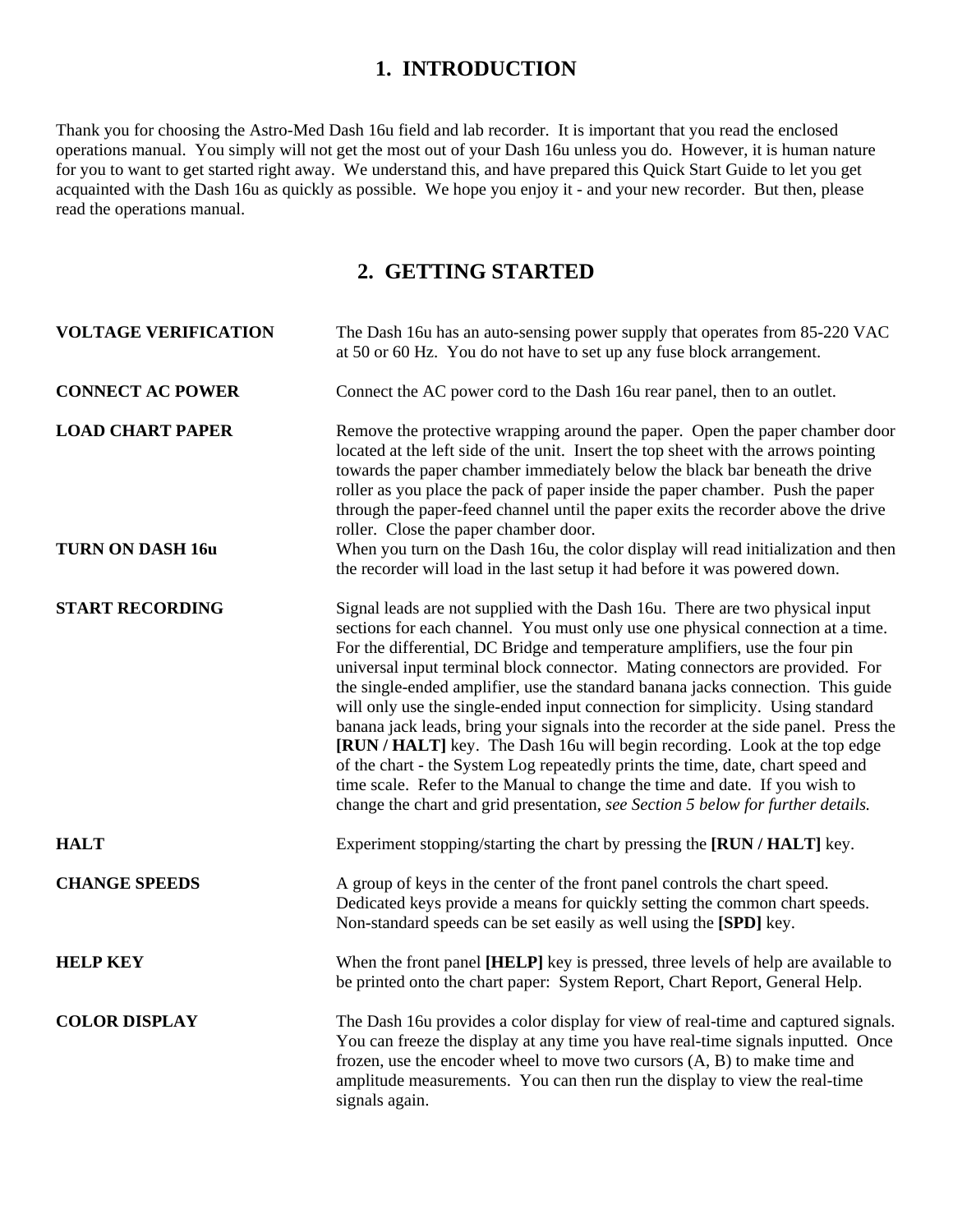# 1. INTRODUCTION

Thank you for choosing the Astro-Med Dash 16u field and lab recorder. It is important that you read the enclosed operations manual. You simply will not get the most out of your Dash 16u unless you do. However, it is human nature for you to want to get started right away. We understand this, and have prepared this Quick Start Guide to let you get acquainted with the Dash 16u as quickly as possible. We hope you enjoy it - and your new recorder. But then, please read the operations manual.

# 2. GETTING STARTED

**VOLTAGE VERIFICATION**

The Dash 16u has an auto-sensing power supply that operates from 85-220 VAC at 50 or 60 Hz. You do not have to set up any fuse block arrangement.

**CONNECT AC POWER**

Connect the AC power cord to the Dash 16u rear panel, then to an outlet.

**LOAD CHART PAPER**

Remove the protective wrapping around the paper. Open the paper chamber door located at the left side of the unit. Insert the top sheet with the arrows pointing towards the paper chamber immediately below the black bar beneath the drive roller as you place the pack of paper inside the paper chamber. Push the paper through the paper-feed channel until the paper exits the recorder above the drive roller. Close the paper chamber door.

**TURN ON DASH 16u**

When you turn on the Dash 16u, the color display will read initialization and then the recorder will load in the last setup it had before it was powered down.

**START RECORDING**

Signal leads are not supplied with the Dash 16u. There are two physical input sections for each channel. You must only use one physical connection at a time. For the differential, DC Bridge and temperature amplifiers, use the four pin universal input terminal block connector. Mating connectors are provided. For the single-ended amplifier, use the standard banana jacks connection. This guide will only use the single-ended input connection for simplicity. Using standard banana jack leads, bring your signals into the recorder at the side panel. Press the **[RUN / HALT]** key. The Dash 16u will begin recording. Look at the top edge of the chart - the System Log repeatedly prints the time, date, chart speed and time scale. Refer to the Manual to change the time and date. If you wish to change the chart and grid presentation, *see Section 5 below for further details.*

**HALT**

Experiment stopping/starting the chart by pressing the **[RUN / HALT]** key.

**CHANGE SPEEDS**

A group of keys in the center of the front panel controls the chart speed. Dedicated keys provide a means for quickly setting the common chart speeds. Non-standard speeds can be set easily as well using the **[SPD]** key.

**HELP KEY**

When the front panel **[HELP]** key is pressed, three levels of help are available to be printed onto the chart paper: System Report, Chart Report, General Help.

**COLOR DISPLAY**

The Dash 16u provides a color display for view of real-time and captured signals. You can freeze the display at any time you have real-time signals inputted. Once frozen, use the encoder wheel to move two cursors (A, B) to make time and amplitude measurements. You can then run the display to view the real-time signals again.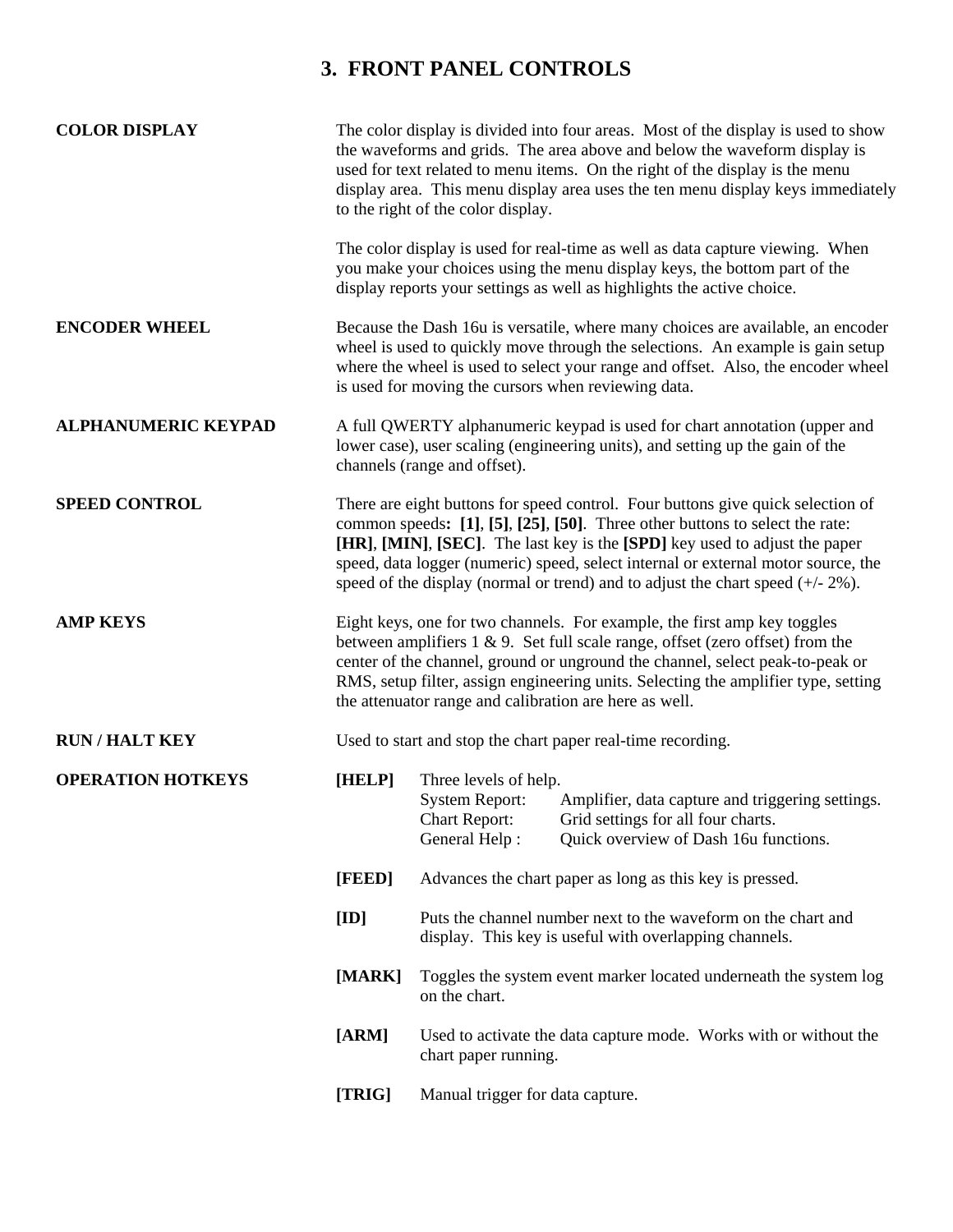# 3. FRONT PANEL CONTROLS

**COLOR DISPLAY**

The color display is divided into four areas. Most of the display is used to show the waveforms and grids. The area above and below the waveform display is used for text related to menu items. On the right of the display is the menu display area. This menu display area uses the ten menu display keys immediately to the right of the color display.

The color display is used for real-time as well as data capture viewing. When you make your choices using the menu display keys, the bottom part of the display reports your settings as well as highlights the active choice.

**ENCODER WHEEL**

Because the Dash 16u is versatile, where many choices are available, an encoder wheel is used to quickly move through the selections. An example is gain setup where the wheel is used to select your range and offset. Also, the encoder wheel is used for moving the cursors when reviewing data.

**ALPHANUMERIC KEYPAD**

A full QWERTY alphanumeric keypad is used for chart annotation (upper and lower case), user scaling (engineering units), and setting up the gain of the channels (range and offset).

**SPEED CONTROL**

There are eight buttons for speed control. Four buttons give quick selection of common speeds**: [1]**, **[5]**, **[25]**, **[50]**. Three other buttons to select the rate: **[HR]**, **[MIN]**, **[SEC]**. The last key is the **[SPD]** key used to adjust the paper speed, data logger (numeric) speed, select internal or external motor source, the speed of the display (normal or trend) and to adjust the chart speed (+/- 2%).

**AMP KEYS**

Eight keys, one for two channels. For example, the first amp key toggles between amplifiers 1 & 9. Set full scale range, offset (zero offset) from the center of the channel, ground or unground the channel, select peak-to-peak or RMS, setup filter, assign engineering units. Selecting the amplifier type, setting the attenuator range and calibration are here as well.

**RUN / HALT KEY**

Used to start and stop the chart paper real-time recording.

**OPERATION HOTKEYS**

**[HELP]** Three levels of help.
- System Report: Amplifier, data capture and triggering settings.
- Chart Report: Grid settings for all four charts.
- General Help : Quick overview of Dash 16u functions.

**[FEED]** Advances the chart paper as long as this key is pressed.

**[ID]** Puts the channel number next to the waveform on the chart and display. This key is useful with overlapping channels.

**[MARK]** Toggles the system event marker located underneath the system log on the chart.

**[ARM]** Used to activate the data capture mode. Works with or without the chart paper running.

**[TRIG]** Manual trigger for data capture.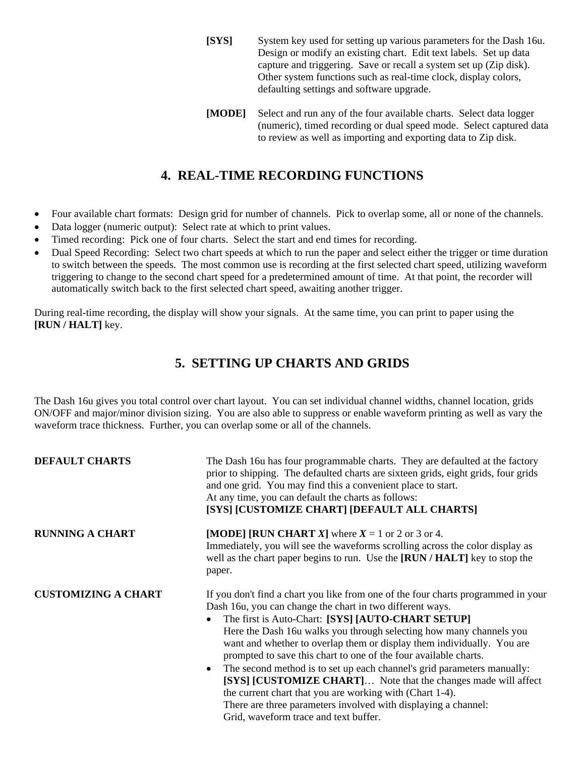**[SYS]** System key used for setting up various parameters for the Dash 16u. Design or modify an existing chart. Edit text labels. Set up data capture and triggering. Save or recall a system set up (Zip disk). Other system functions such as real-time clock, display colors, defaulting settings and software upgrade.

**[MODE]** Select and run any of the four available charts. Select data logger (numeric), timed recording or dual speed mode. Select captured data to review as well as importing and exporting data to Zip disk.

## 4. REAL-TIME RECORDING FUNCTIONS

- Four available chart formats: Design grid for number of channels. Pick to overlap some, all or none of the channels.
- Data logger (numeric output): Select rate at which to print values.
- Timed recording: Pick one of four charts. Select the start and end times for recording.
- Dual Speed Recording: Select two chart speeds at which to run the paper and select either the trigger or time duration to switch between the speeds. The most common use is recording at the first selected chart speed, utilizing waveform triggering to change to the second chart speed for a predetermined amount of time. At that point, the recorder will automatically switch back to the first selected chart speed, awaiting another trigger.

During real-time recording, the display will show your signals. At the same time, you can print to paper using the **[RUN / HALT]** key.

## 5. SETTING UP CHARTS AND GRIDS

The Dash 16u gives you total control over chart layout. You can set individual channel widths, channel location, grids ON/OFF and major/minor division sizing. You are also able to suppress or enable waveform printing as well as vary the waveform trace thickness. Further, you can overlap some or all of the channels.

**DEFAULT CHARTS**

The Dash 16u has four programmable charts. They are defaulted at the factory prior to shipping. The defaulted charts are sixteen grids, eight grids, four grids and one grid. You may find this a convenient place to start.
At any time, you can default the charts as follows:
**[SYS] [CUSTOMIZE CHART] [DEFAULT ALL CHARTS]**

**RUNNING A CHART**

**[MODE] [RUN CHART *X*]** where ***X*** = 1 or 2 or 3 or 4.
Immediately, you will see the waveforms scrolling across the color display as well as the chart paper begins to run. Use the **[RUN / HALT]** key to stop the paper.

**CUSTOMIZING A CHART**

If you don't find a chart you like from one of the four charts programmed in your Dash 16u, you can change the chart in two different ways.

- The first is Auto-Chart: **[SYS] [AUTO-CHART SETUP]**
  Here the Dash 16u walks you through selecting how many channels you want and whether to overlap them or display them individually. You are prompted to save this chart to one of the four available charts.
- The second method is to set up each channel's grid parameters manually: **[SYS] [CUSTOMIZE CHART]**… Note that the changes made will affect the current chart that you are working with (Chart 1-4).
  There are three parameters involved with displaying a channel:
  Grid, waveform trace and text buffer.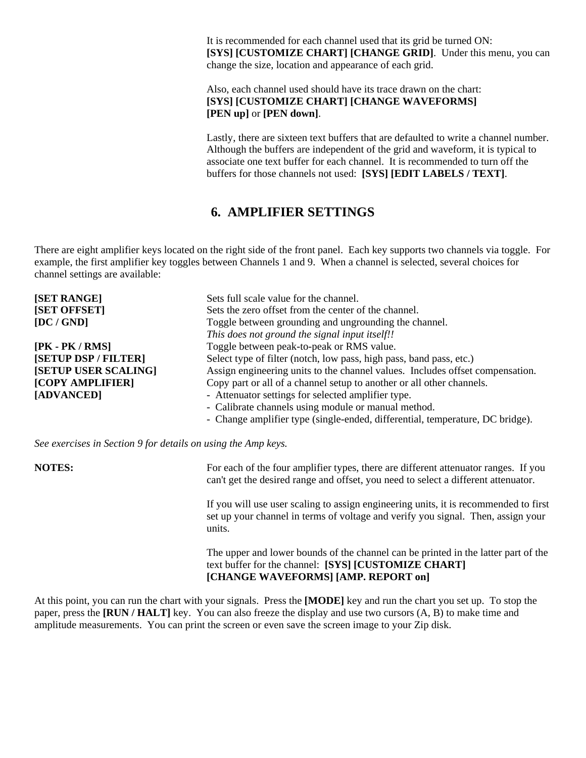It is recommended for each channel used that its grid be turned ON: **[SYS] [CUSTOMIZE CHART] [CHANGE GRID]**. Under this menu, you can change the size, location and appearance of each grid.

Also, each channel used should have its trace drawn on the chart: **[SYS] [CUSTOMIZE CHART] [CHANGE WAVEFORMS] [PEN up]** or **[PEN down]**.

Lastly, there are sixteen text buffers that are defaulted to write a channel number. Although the buffers are independent of the grid and waveform, it is typical to associate one text buffer for each channel. It is recommended to turn off the buffers for those channels not used: **[SYS] [EDIT LABELS / TEXT]**.

## 6. AMPLIFIER SETTINGS

There are eight amplifier keys located on the right side of the front panel. Each key supports two channels via toggle. For example, the first amplifier key toggles between Channels 1 and 9. When a channel is selected, several choices for channel settings are available:

| | |
|---|---|
| **[SET RANGE]** | Sets full scale value for the channel. |
| **[SET OFFSET]** | Sets the zero offset from the center of the channel. |
| **[DC / GND]** | Toggle between grounding and ungrounding the channel. *This does not ground the signal input itself!!* |
| **[PK - PK / RMS]** | Toggle between peak-to-peak or RMS value. |
| **[SETUP DSP / FILTER]** | Select type of filter (notch, low pass, high pass, band pass, etc.) |
| **[SETUP USER SCALING]** | Assign engineering units to the channel values. Includes offset compensation. |
| **[COPY AMPLIFIER]** | Copy part or all of a channel setup to another or all other channels. |
| **[ADVANCED]** | - Attenuator settings for selected amplifier type.<br>- Calibrate channels using module or manual method.<br>- Change amplifier type (single-ended, differential, temperature, DC bridge). |

*See exercises in Section 9 for details on using the Amp keys.*

**NOTES:**

For each of the four amplifier types, there are different attenuator ranges. If you can't get the desired range and offset, you need to select a different attenuator.

If you will use user scaling to assign engineering units, it is recommended to first set up your channel in terms of voltage and verify you signal. Then, assign your units.

The upper and lower bounds of the channel can be printed in the latter part of the text buffer for the channel: **[SYS] [CUSTOMIZE CHART] [CHANGE WAVEFORMS] [AMP. REPORT on]**

At this point, you can run the chart with your signals. Press the **[MODE]** key and run the chart you set up. To stop the paper, press the **[RUN / HALT]** key. You can also freeze the display and use two cursors (A, B) to make time and amplitude measurements. You can print the screen or even save the screen image to your Zip disk.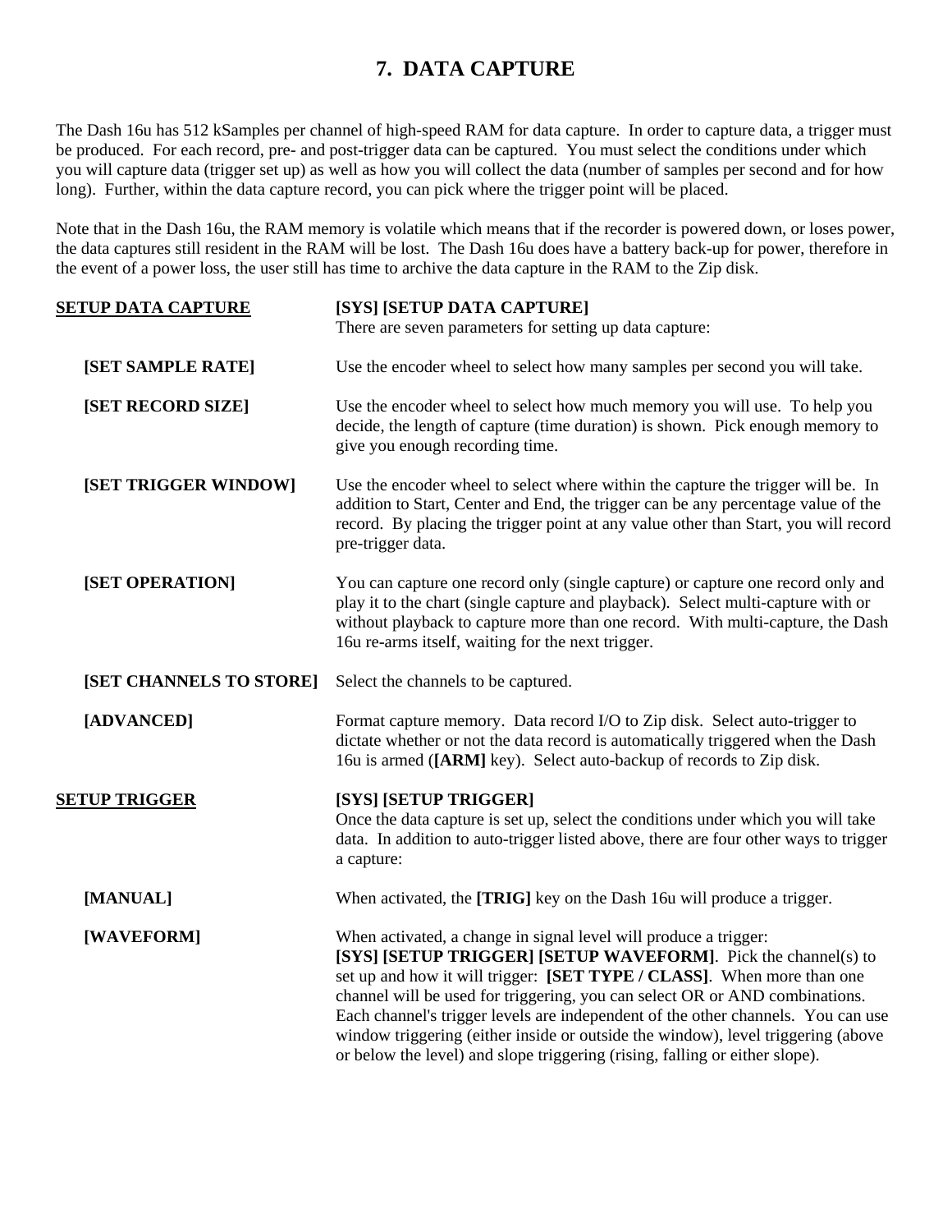# 7. DATA CAPTURE

The Dash 16u has 512 kSamples per channel of high-speed RAM for data capture. In order to capture data, a trigger must be produced. For each record, pre- and post-trigger data can be captured. You must select the conditions under which you will capture data (trigger set up) as well as how you will collect the data (number of samples per second and for how long). Further, within the data capture record, you can pick where the trigger point will be placed.

Note that in the Dash 16u, the RAM memory is volatile which means that if the recorder is powered down, or loses power, the data captures still resident in the RAM will be lost. The Dash 16u does have a battery back-up for power, therefore in the event of a power loss, the user still has time to archive the data capture in the RAM to the Zip disk.

<u>**SETUP DATA CAPTURE**</u>

**[SYS] [SETUP DATA CAPTURE]**
There are seven parameters for setting up data capture:

**[SET SAMPLE RATE]** Use the encoder wheel to select how many samples per second you will take.

**[SET RECORD SIZE]** Use the encoder wheel to select how much memory you will use. To help you decide, the length of capture (time duration) is shown. Pick enough memory to give you enough recording time.

**[SET TRIGGER WINDOW]** Use the encoder wheel to select where within the capture the trigger will be. In addition to Start, Center and End, the trigger can be any percentage value of the record. By placing the trigger point at any value other than Start, you will record pre-trigger data.

**[SET OPERATION]** You can capture one record only (single capture) or capture one record only and play it to the chart (single capture and playback). Select multi-capture with or without playback to capture more than one record. With multi-capture, the Dash 16u re-arms itself, waiting for the next trigger.

**[SET CHANNELS TO STORE]** Select the channels to be captured.

**[ADVANCED]** Format capture memory. Data record I/O to Zip disk. Select auto-trigger to dictate whether or not the data record is automatically triggered when the Dash 16u is armed (**[ARM]** key). Select auto-backup of records to Zip disk.

<u>**SETUP TRIGGER**</u>

**[SYS] [SETUP TRIGGER]**
Once the data capture is set up, select the conditions under which you will take data. In addition to auto-trigger listed above, there are four other ways to trigger a capture:

**[MANUAL]** When activated, the **[TRIG]** key on the Dash 16u will produce a trigger.

**[WAVEFORM]** When activated, a change in signal level will produce a trigger: **[SYS] [SETUP TRIGGER] [SETUP WAVEFORM]**. Pick the channel(s) to set up and how it will trigger: **[SET TYPE / CLASS]**. When more than one channel will be used for triggering, you can select OR or AND combinations. Each channel's trigger levels are independent of the other channels. You can use window triggering (either inside or outside the window), level triggering (above or below the level) and slope triggering (rising, falling or either slope).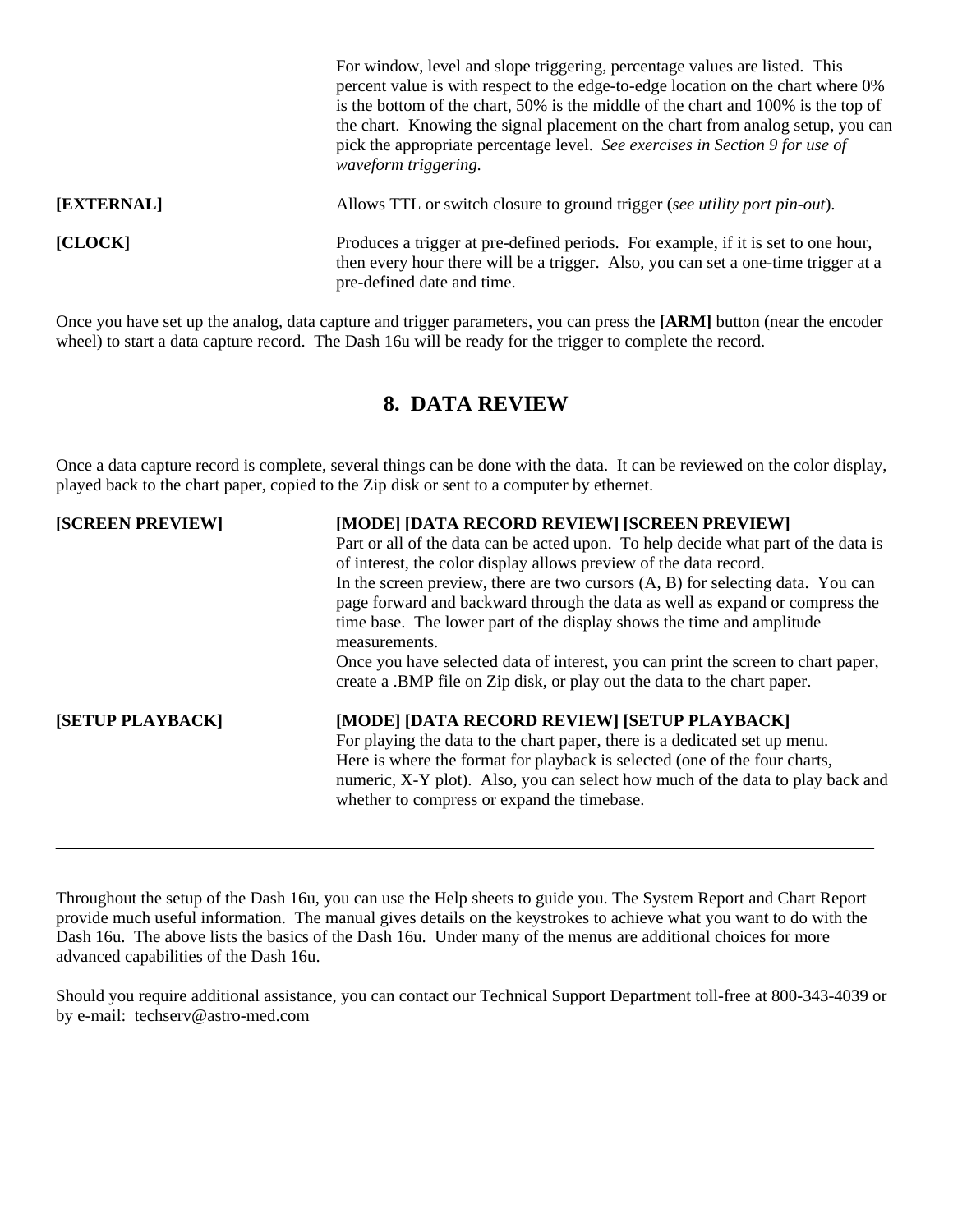For window, level and slope triggering, percentage values are listed. This percent value is with respect to the edge-to-edge location on the chart where 0% is the bottom of the chart, 50% is the middle of the chart and 100% is the top of the chart. Knowing the signal placement on the chart from analog setup, you can pick the appropriate percentage level. *See exercises in Section 9 for use of waveform triggering.*

**[EXTERNAL]** Allows TTL or switch closure to ground trigger (*see utility port pin-out*).

**[CLOCK]** Produces a trigger at pre-defined periods. For example, if it is set to one hour, then every hour there will be a trigger. Also, you can set a one-time trigger at a pre-defined date and time.

Once you have set up the analog, data capture and trigger parameters, you can press the **[ARM]** button (near the encoder wheel) to start a data capture record. The Dash 16u will be ready for the trigger to complete the record.

## 8. DATA REVIEW

Once a data capture record is complete, several things can be done with the data. It can be reviewed on the color display, played back to the chart paper, copied to the Zip disk or sent to a computer by ethernet.

**[SCREEN PREVIEW]** **[MODE] [DATA RECORD REVIEW] [SCREEN PREVIEW]**
Part or all of the data can be acted upon. To help decide what part of the data is of interest, the color display allows preview of the data record.
In the screen preview, there are two cursors (A, B) for selecting data. You can page forward and backward through the data as well as expand or compress the time base. The lower part of the display shows the time and amplitude measurements.
Once you have selected data of interest, you can print the screen to chart paper, create a .BMP file on Zip disk, or play out the data to the chart paper.

**[SETUP PLAYBACK]** **[MODE] [DATA RECORD REVIEW] [SETUP PLAYBACK]**
For playing the data to the chart paper, there is a dedicated set up menu.
Here is where the format for playback is selected (one of the four charts, numeric, X-Y plot). Also, you can select how much of the data to play back and whether to compress or expand the timebase.

---

Throughout the setup of the Dash 16u, you can use the Help sheets to guide you. The System Report and Chart Report provide much useful information. The manual gives details on the keystrokes to achieve what you want to do with the Dash 16u. The above lists the basics of the Dash 16u. Under many of the menus are additional choices for more advanced capabilities of the Dash 16u.

Should you require additional assistance, you can contact our Technical Support Department toll-free at 800-343-4039 or by e-mail: techserv@astro-med.com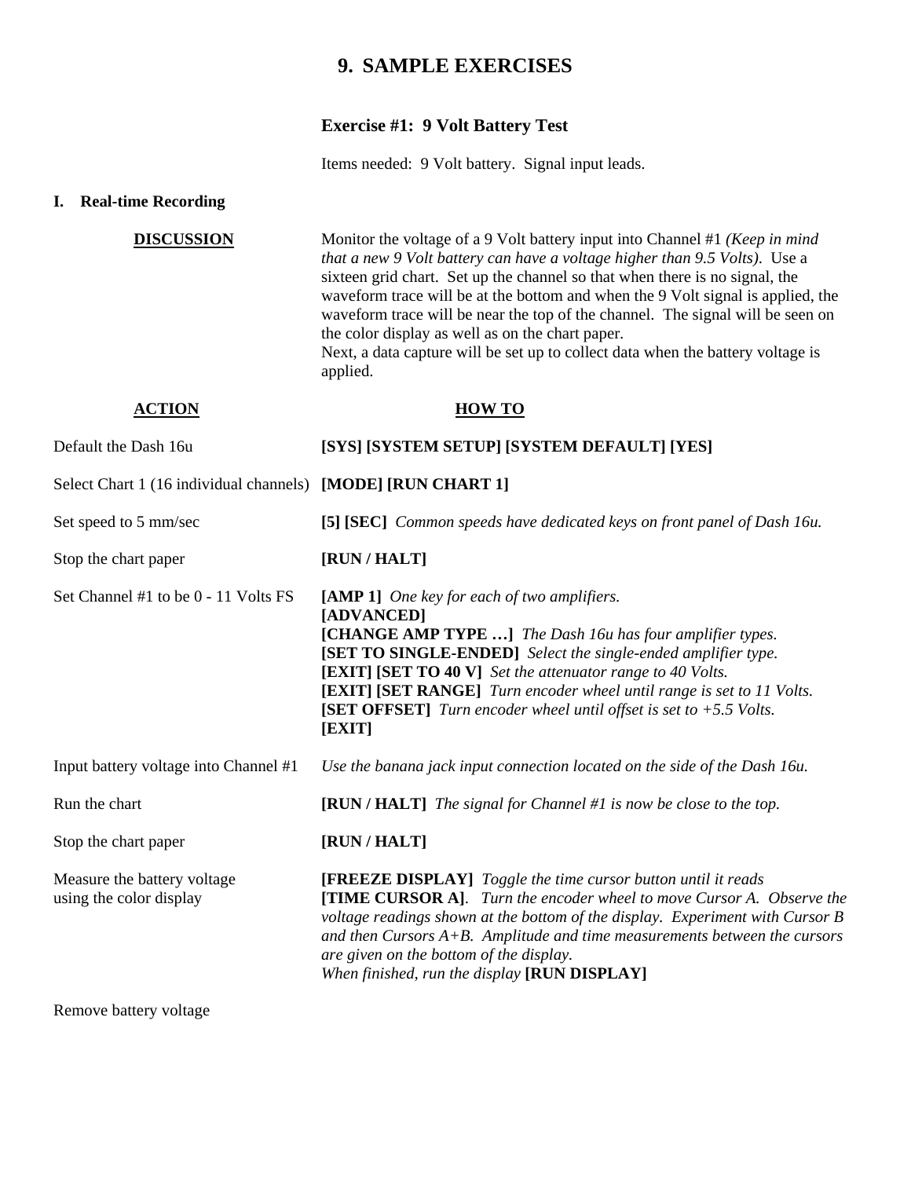# 9. SAMPLE EXERCISES

## Exercise #1: 9 Volt Battery Test

Items needed: 9 Volt battery. Signal input leads.

### I. Real-time Recording

**DISCUSSION**

Monitor the voltage of a 9 Volt battery input into Channel #1 *(Keep in mind that a new 9 Volt battery can have a voltage higher than 9.5 Volts)*. Use a sixteen grid chart. Set up the channel so that when there is no signal, the waveform trace will be at the bottom and when the 9 Volt signal is applied, the waveform trace will be near the top of the channel. The signal will be seen on the color display as well as on the chart paper.
Next, a data capture will be set up to collect data when the battery voltage is applied.

| ACTION | HOW TO |
|---|---|
| Default the Dash 16u | **[SYS] [SYSTEM SETUP] [SYSTEM DEFAULT] [YES]** |
| Select Chart 1 (16 individual channels) | **[MODE] [RUN CHART 1]** |
| Set speed to 5 mm/sec | **[5] [SEC]** *Common speeds have dedicated keys on front panel of Dash 16u.* |
| Stop the chart paper | **[RUN / HALT]** |
| Set Channel #1 to be 0 - 11 Volts FS | **[AMP 1]** *One key for each of two amplifiers.*<br>**[ADVANCED]**<br>**[CHANGE AMP TYPE …]** *The Dash 16u has four amplifier types.*<br>**[SET TO SINGLE-ENDED]** *Select the single-ended amplifier type.*<br>**[EXIT] [SET TO 40 V]** *Set the attenuator range to 40 Volts.*<br>**[EXIT] [SET RANGE]** *Turn encoder wheel until range is set to 11 Volts.*<br>**[SET OFFSET]** *Turn encoder wheel until offset is set to +5.5 Volts.*<br>**[EXIT]** |
| Input battery voltage into Channel #1 | *Use the banana jack input connection located on the side of the Dash 16u.* |
| Run the chart | **[RUN / HALT]** *The signal for Channel #1 is now be close to the top.* |
| Stop the chart paper | **[RUN / HALT]** |
| Measure the battery voltage using the color display | **[FREEZE DISPLAY]** *Toggle the time cursor button until it reads* **[TIME CURSOR A]**. *Turn the encoder wheel to move Cursor A. Observe the voltage readings shown at the bottom of the display. Experiment with Cursor B and then Cursors A+B. Amplitude and time measurements between the cursors are given on the bottom of the display.*<br>*When finished, run the display* **[RUN DISPLAY]** |
| Remove battery voltage | |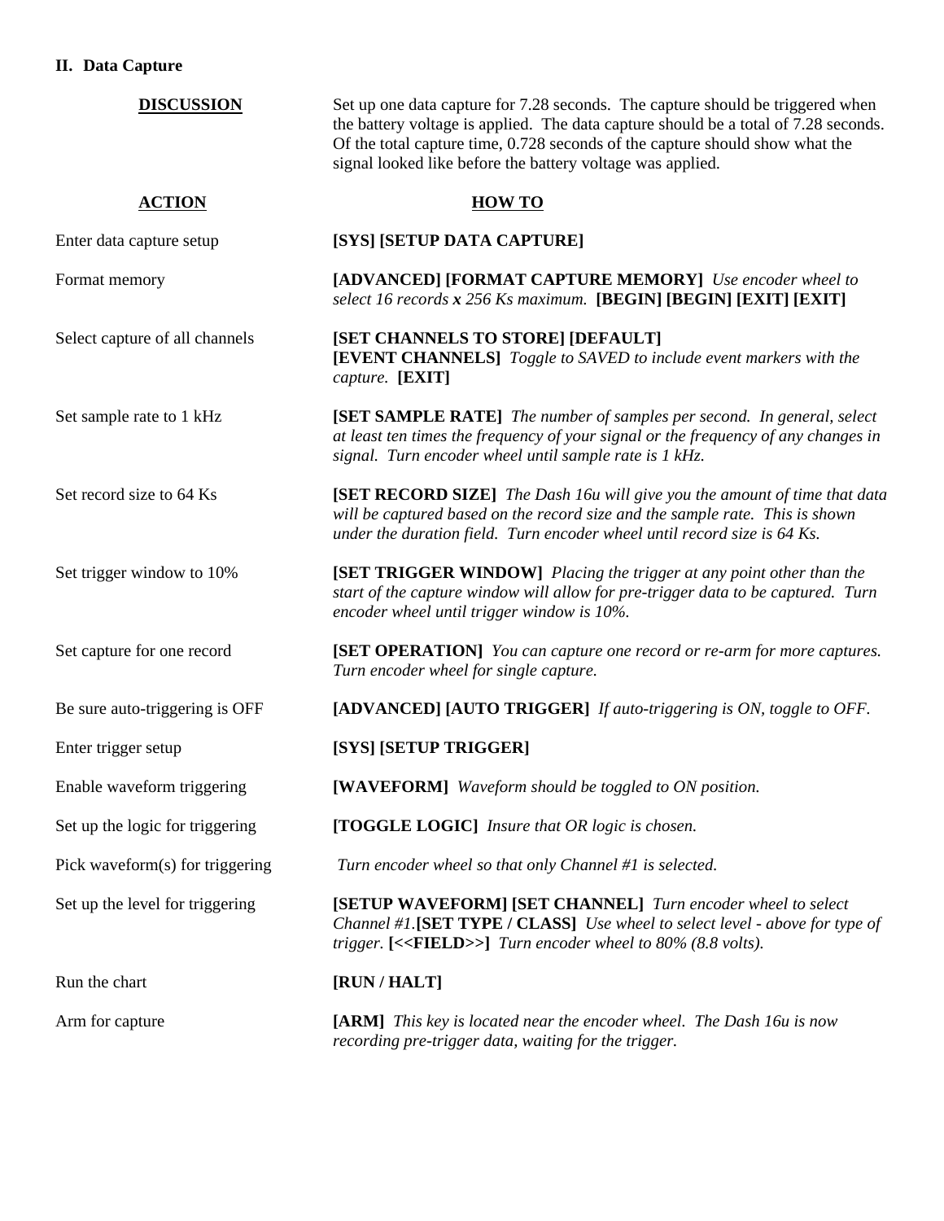## II. Data Capture

**DISCUSSION**

Set up one data capture for 7.28 seconds. The capture should be triggered when the battery voltage is applied. The data capture should be a total of 7.28 seconds. Of the total capture time, 0.728 seconds of the capture should show what the signal looked like before the battery voltage was applied.

| ACTION | HOW TO |
|---|---|
| Enter data capture setup | **[SYS] [SETUP DATA CAPTURE]** |
| Format memory | **[ADVANCED] [FORMAT CAPTURE MEMORY]** *Use encoder wheel to select 16 records **x** 256 Ks maximum.* **[BEGIN] [BEGIN] [EXIT] [EXIT]** |
| Select capture of all channels | **[SET CHANNELS TO STORE] [DEFAULT]** **[EVENT CHANNELS]** *Toggle to SAVED to include event markers with the capture.* **[EXIT]** |
| Set sample rate to 1 kHz | **[SET SAMPLE RATE]** *The number of samples per second. In general, select at least ten times the frequency of your signal or the frequency of any changes in signal. Turn encoder wheel until sample rate is 1 kHz.* |
| Set record size to 64 Ks | **[SET RECORD SIZE]** *The Dash 16u will give you the amount of time that data will be captured based on the record size and the sample rate. This is shown under the duration field. Turn encoder wheel until record size is 64 Ks.* |
| Set trigger window to 10% | **[SET TRIGGER WINDOW]** *Placing the trigger at any point other than the start of the capture window will allow for pre-trigger data to be captured. Turn encoder wheel until trigger window is 10%.* |
| Set capture for one record | **[SET OPERATION]** *You can capture one record or re-arm for more captures. Turn encoder wheel for single capture.* |
| Be sure auto-triggering is OFF | **[ADVANCED] [AUTO TRIGGER]** *If auto-triggering is ON, toggle to OFF.* |
| Enter trigger setup | **[SYS] [SETUP TRIGGER]** |
| Enable waveform triggering | **[WAVEFORM]** *Waveform should be toggled to ON position.* |
| Set up the logic for triggering | **[TOGGLE LOGIC]** *Insure that OR logic is chosen.* |
| Pick waveform(s) for triggering | *Turn encoder wheel so that only Channel #1 is selected.* |
| Set up the level for triggering | **[SETUP WAVEFORM] [SET CHANNEL]** *Turn encoder wheel to select Channel #1.* **[SET TYPE / CLASS]** *Use wheel to select level - above for type of trigger.* **[<<FIELD>>]** *Turn encoder wheel to 80% (8.8 volts).* |
| Run the chart | **[RUN / HALT]** |
| Arm for capture | **[ARM]** *This key is located near the encoder wheel. The Dash 16u is now recording pre-trigger data, waiting for the trigger.* |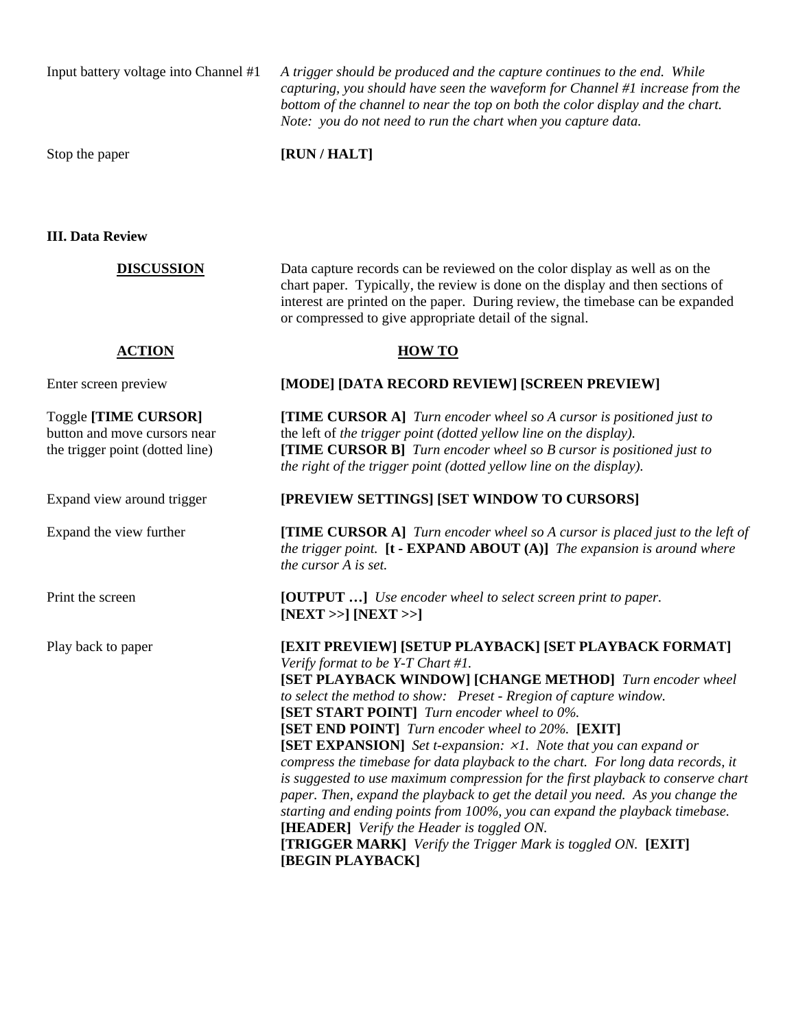| | |
|---|---|
| Input battery voltage into Channel #1 | *A trigger should be produced and the capture continues to the end. While capturing, you should have seen the waveform for Channel #1 increase from the bottom of the channel to near the top on both the color display and the chart. Note: you do not need to run the chart when you capture data.* |
| Stop the paper | **[RUN / HALT]** |

**III. Data Review**

**DISCUSSION** Data capture records can be reviewed on the color display as well as on the chart paper. Typically, the review is done on the display and then sections of interest are printed on the paper. During review, the timebase can be expanded or compressed to give appropriate detail of the signal.

| **ACTION** | **HOW TO** |
|---|---|
| Enter screen preview | **[MODE] [DATA RECORD REVIEW] [SCREEN PREVIEW]** |
| Toggle **[TIME CURSOR]** button and move cursors near the trigger point (dotted line) | **[TIME CURSOR A]** *Turn encoder wheel so A cursor is positioned just to* the left of *the trigger point (dotted yellow line on the display).* **[TIME CURSOR B]** *Turn encoder wheel so B cursor is positioned just to the right of the trigger point (dotted yellow line on the display).* |
| Expand view around trigger | **[PREVIEW SETTINGS] [SET WINDOW TO CURSORS]** |
| Expand the view further | **[TIME CURSOR A]** *Turn encoder wheel so A cursor is placed just to the left of the trigger point.* **[t - EXPAND ABOUT (A)]** *The expansion is around where the cursor A is set.* |
| Print the screen | **[OUTPUT …]** *Use encoder wheel to select screen print to paper.* **[NEXT >>] [NEXT >>]** |
| Play back to paper | **[EXIT PREVIEW] [SETUP PLAYBACK] [SET PLAYBACK FORMAT]** *Verify format to be Y-T Chart #1.* **[SET PLAYBACK WINDOW] [CHANGE METHOD]** *Turn encoder wheel to select the method to show: Preset - Rregion of capture window.* **[SET START POINT]** *Turn encoder wheel to 0%.* **[SET END POINT]** *Turn encoder wheel to 20%.* **[EXIT]** **[SET EXPANSION]** *Set t-expansion: ×1. Note that you can expand or compress the timebase for data playback to the chart. For long data records, it is suggested to use maximum compression for the first playback to conserve chart paper. Then, expand the playback to get the detail you need. As you change the starting and ending points from 100%, you can expand the playback timebase.* **[HEADER]** *Verify the Header is toggled ON.* **[TRIGGER MARK]** *Verify the Trigger Mark is toggled ON.* **[EXIT]** **[BEGIN PLAYBACK]** |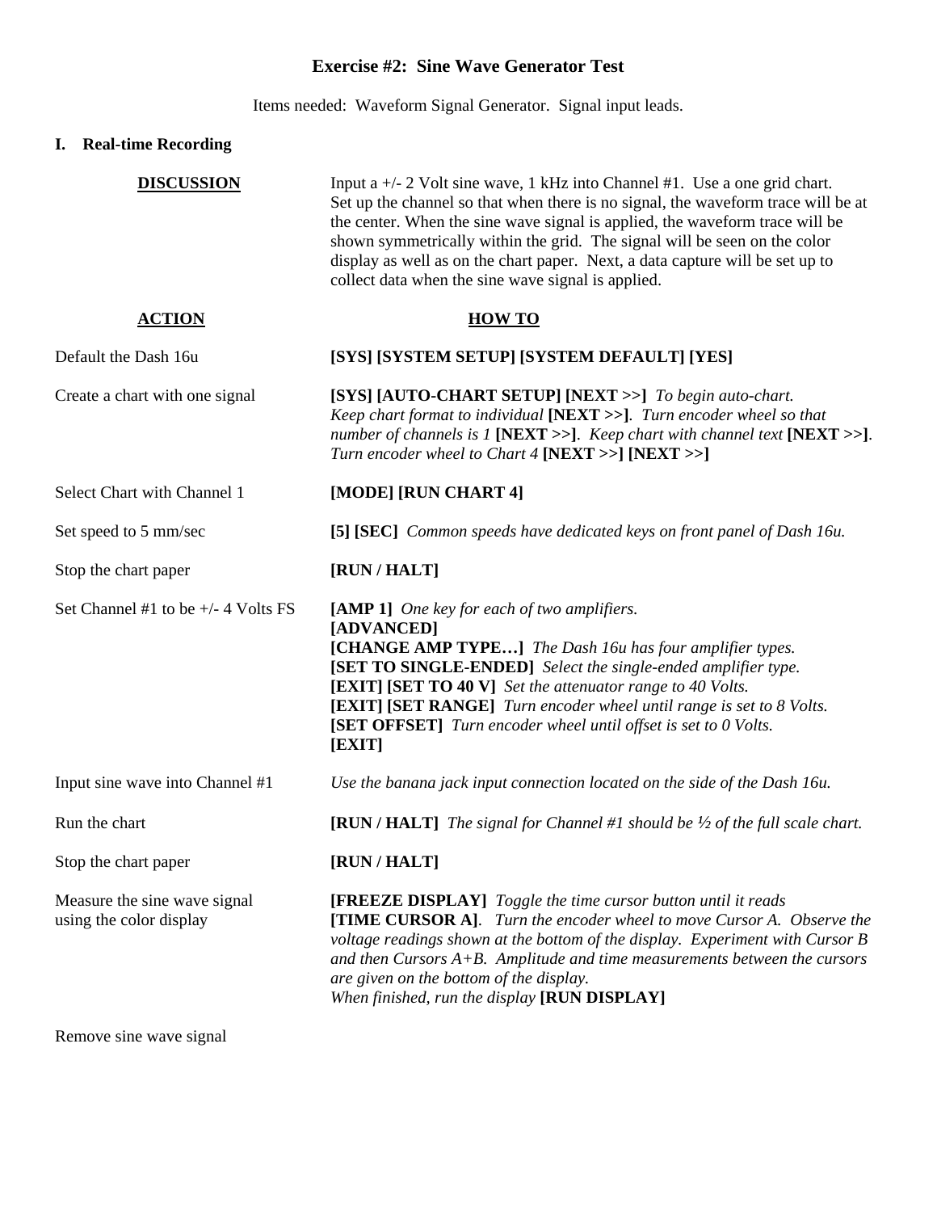## Exercise #2:  Sine Wave Generator Test

Items needed:  Waveform Signal Generator.  Signal input leads.

### I.  Real-time Recording

| | |
|---|---|
| **DISCUSSION** | Input a +/- 2 Volt sine wave, 1 kHz into Channel #1.  Use a one grid chart. Set up the channel so that when there is no signal, the waveform trace will be at the center. When the sine wave signal is applied, the waveform trace will be shown symmetrically within the grid.  The signal will be seen on the color display as well as on the chart paper.  Next, a data capture will be set up to collect data when the sine wave signal is applied. |

| **ACTION** | **HOW TO** |
|---|---|
| Default the Dash 16u | **[SYS] [SYSTEM SETUP] [SYSTEM DEFAULT] [YES]** |
| Create a chart with one signal | **[SYS] [AUTO-CHART SETUP] [NEXT >>]** *To begin auto-chart. Keep chart format to individual* **[NEXT >>]**. *Turn encoder wheel so that number of channels is 1* **[NEXT >>]**. *Keep chart with channel text* **[NEXT >>]**. *Turn encoder wheel to Chart 4* **[NEXT >>] [NEXT >>]** |
| Select Chart with Channel 1 | **[MODE] [RUN CHART 4]** |
| Set speed to 5 mm/sec | **[5] [SEC]** *Common speeds have dedicated keys on front panel of Dash 16u.* |
| Stop the chart paper | **[RUN / HALT]** |
| Set Channel #1 to be +/- 4 Volts FS | **[AMP 1]** *One key for each of two amplifiers.*<br>**[ADVANCED]**<br>**[CHANGE AMP TYPE…]** *The Dash 16u has four amplifier types.*<br>**[SET TO SINGLE-ENDED]** *Select the single-ended amplifier type.*<br>**[EXIT] [SET TO 40 V]** *Set the attenuator range to 40 Volts.*<br>**[EXIT] [SET RANGE]** *Turn encoder wheel until range is set to 8 Volts.*<br>**[SET OFFSET]** *Turn encoder wheel until offset is set to 0 Volts.*<br>**[EXIT]** |
| Input sine wave into Channel #1 | *Use the banana jack input connection located on the side of the Dash 16u.* |
| Run the chart | **[RUN / HALT]** *The signal for Channel #1 should be ½ of the full scale chart.* |
| Stop the chart paper | **[RUN / HALT]** |
| Measure the sine wave signal using the color display | **[FREEZE DISPLAY]** *Toggle the time cursor button until it reads* **[TIME CURSOR A]**. *Turn the encoder wheel to move Cursor A.  Observe the voltage readings shown at the bottom of the display.  Experiment with Cursor B and then Cursors A+B.  Amplitude and time measurements between the cursors are given on the bottom of the display.*<br>*When finished, run the display* **[RUN DISPLAY]** |
| Remove sine wave signal | |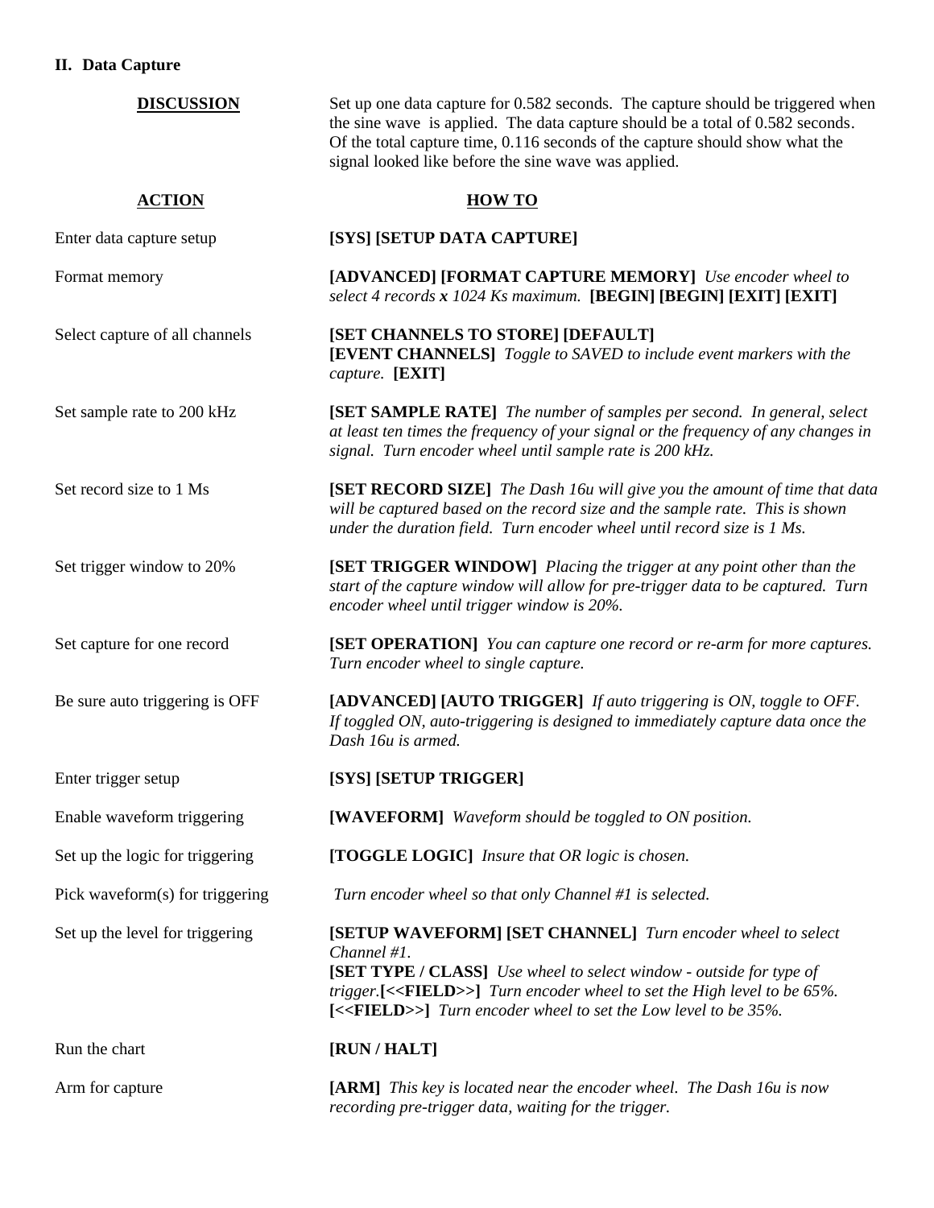## II. Data Capture

| <u>**DISCUSSION**</u> | Set up one data capture for 0.582 seconds. The capture should be triggered when the sine wave is applied. The data capture should be a total of 0.582 seconds. Of the total capture time, 0.116 seconds of the capture should show what the signal looked like before the sine wave was applied. |
|---|---|
| <u>**ACTION**</u> | <u>**HOW TO**</u> |
| Enter data capture setup | **[SYS] [SETUP DATA CAPTURE]** |
| Format memory | **[ADVANCED] [FORMAT CAPTURE MEMORY]** *Use encoder wheel to select 4 records **x** 1024 Ks maximum.* **[BEGIN] [BEGIN] [EXIT] [EXIT]** |
| Select capture of all channels | **[SET CHANNELS TO STORE] [DEFAULT]** **[EVENT CHANNELS]** *Toggle to SAVED to include event markers with the capture.* **[EXIT]** |
| Set sample rate to 200 kHz | **[SET SAMPLE RATE]** *The number of samples per second. In general, select at least ten times the frequency of your signal or the frequency of any changes in signal. Turn encoder wheel until sample rate is 200 kHz.* |
| Set record size to 1 Ms | **[SET RECORD SIZE]** *The Dash 16u will give you the amount of time that data will be captured based on the record size and the sample rate. This is shown under the duration field. Turn encoder wheel until record size is 1 Ms.* |
| Set trigger window to 20% | **[SET TRIGGER WINDOW]** *Placing the trigger at any point other than the start of the capture window will allow for pre-trigger data to be captured. Turn encoder wheel until trigger window is 20%.* |
| Set capture for one record | **[SET OPERATION]** *You can capture one record or re-arm for more captures. Turn encoder wheel to single capture.* |
| Be sure auto triggering is OFF | **[ADVANCED] [AUTO TRIGGER]** *If auto triggering is ON, toggle to OFF. If toggled ON, auto-triggering is designed to immediately capture data once the Dash 16u is armed.* |
| Enter trigger setup | **[SYS] [SETUP TRIGGER]** |
| Enable waveform triggering | **[WAVEFORM]** *Waveform should be toggled to ON position.* |
| Set up the logic for triggering | **[TOGGLE LOGIC]** *Insure that OR logic is chosen.* |
| Pick waveform(s) for triggering | *Turn encoder wheel so that only Channel #1 is selected.* |
| Set up the level for triggering | **[SETUP WAVEFORM] [SET CHANNEL]** *Turn encoder wheel to select Channel #1.* **[SET TYPE / CLASS]** *Use wheel to select window - outside for type of trigger.* **[<<FIELD>>]** *Turn encoder wheel to set the High level to be 65%.* **[<<FIELD>>]** *Turn encoder wheel to set the Low level to be 35%.* |
| Run the chart | **[RUN / HALT]** |
| Arm for capture | **[ARM]** *This key is located near the encoder wheel. The Dash 16u is now recording pre-trigger data, waiting for the trigger.* |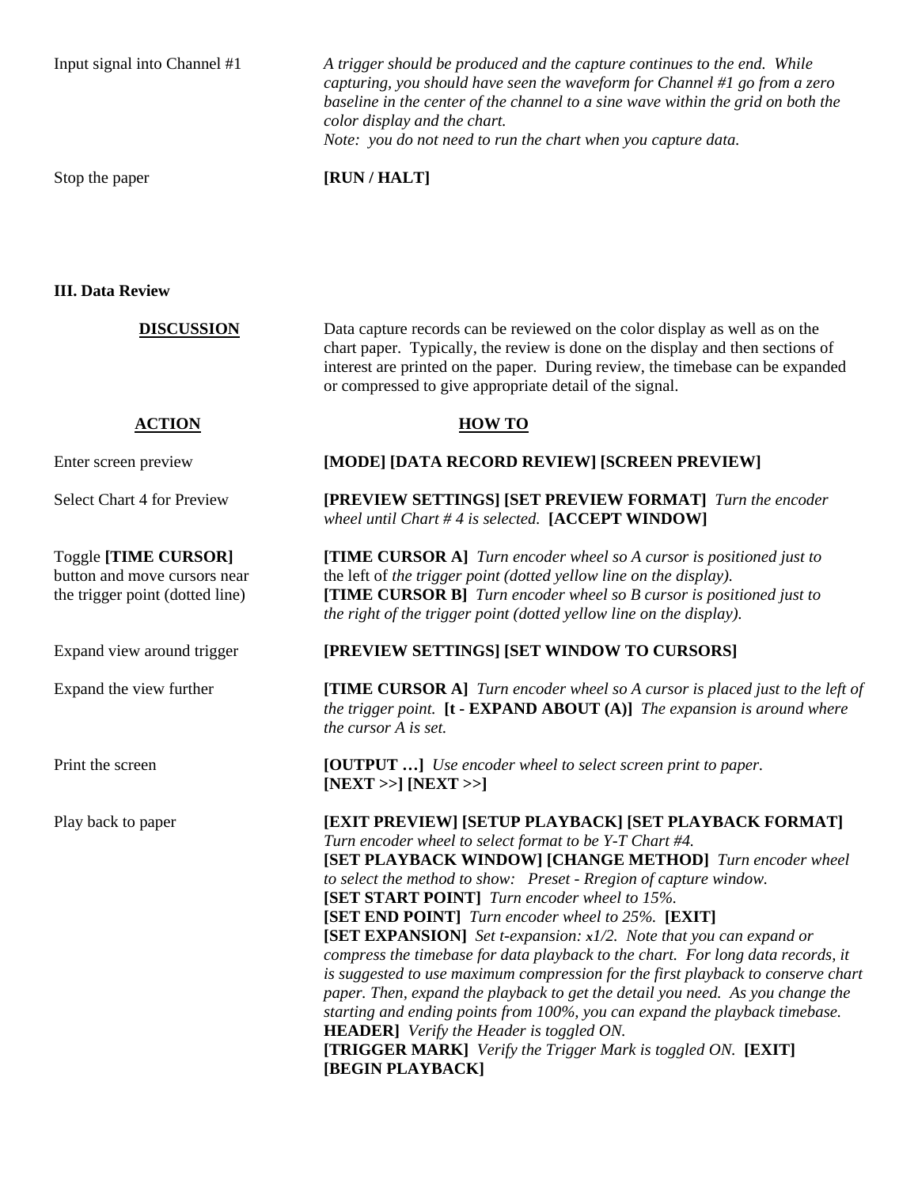| | |
|---|---|
| Input signal into Channel #1 | *A trigger should be produced and the capture continues to the end. While capturing, you should have seen the waveform for Channel #1 go from a zero baseline in the center of the channel to a sine wave within the grid on both the color display and the chart.* <br> *Note: you do not need to run the chart when you capture data.* |
| Stop the paper | **[RUN / HALT]** |

**III. Data Review**

| | |
|---|---|
| **DISCUSSION** | Data capture records can be reviewed on the color display as well as on the chart paper. Typically, the review is done on the display and then sections of interest are printed on the paper. During review, the timebase can be expanded or compressed to give appropriate detail of the signal. |

| **ACTION** | **HOW TO** |
|---|---|
| Enter screen preview | **[MODE] [DATA RECORD REVIEW] [SCREEN PREVIEW]** |
| Select Chart 4 for Preview | **[PREVIEW SETTINGS] [SET PREVIEW FORMAT]** *Turn the encoder wheel until Chart # 4 is selected.* **[ACCEPT WINDOW]** |
| Toggle **[TIME CURSOR]** button and move cursors near the trigger point (dotted line) | **[TIME CURSOR A]** *Turn encoder wheel so A cursor is positioned just to* the left of *the trigger point (dotted yellow line on the display).* <br> **[TIME CURSOR B]** *Turn encoder wheel so B cursor is positioned just to the right of the trigger point (dotted yellow line on the display).* |
| Expand view around trigger | **[PREVIEW SETTINGS] [SET WINDOW TO CURSORS]** |
| Expand the view further | **[TIME CURSOR A]** *Turn encoder wheel so A cursor is placed just to the left of the trigger point.* **[t - EXPAND ABOUT (A)]** *The expansion is around where the cursor A is set.* |
| Print the screen | **[OUTPUT …]** *Use encoder wheel to select screen print to paper.* <br> **[NEXT >>] [NEXT >>]** |
| Play back to paper | **[EXIT PREVIEW] [SETUP PLAYBACK] [SET PLAYBACK FORMAT]** *Turn encoder wheel to select format to be Y-T Chart #4.* <br> **[SET PLAYBACK WINDOW] [CHANGE METHOD]** *Turn encoder wheel to select the method to show: Preset - Rregion of capture window.* <br> **[SET START POINT]** *Turn encoder wheel to 15%.* <br> **[SET END POINT]** *Turn encoder wheel to 25%.* **[EXIT]** <br> **[SET EXPANSION]** *Set t-expansion: x1/2. Note that you can expand or compress the timebase for data playback to the chart. For long data records, it is suggested to use maximum compression for the first playback to conserve chart paper. Then, expand the playback to get the detail you need. As you change the starting and ending points from 100%, you can expand the playback timebase.* <br> **HEADER]** *Verify the Header is toggled ON.* <br> **[TRIGGER MARK]** *Verify the Trigger Mark is toggled ON.* **[EXIT]** <br> **[BEGIN PLAYBACK]** |